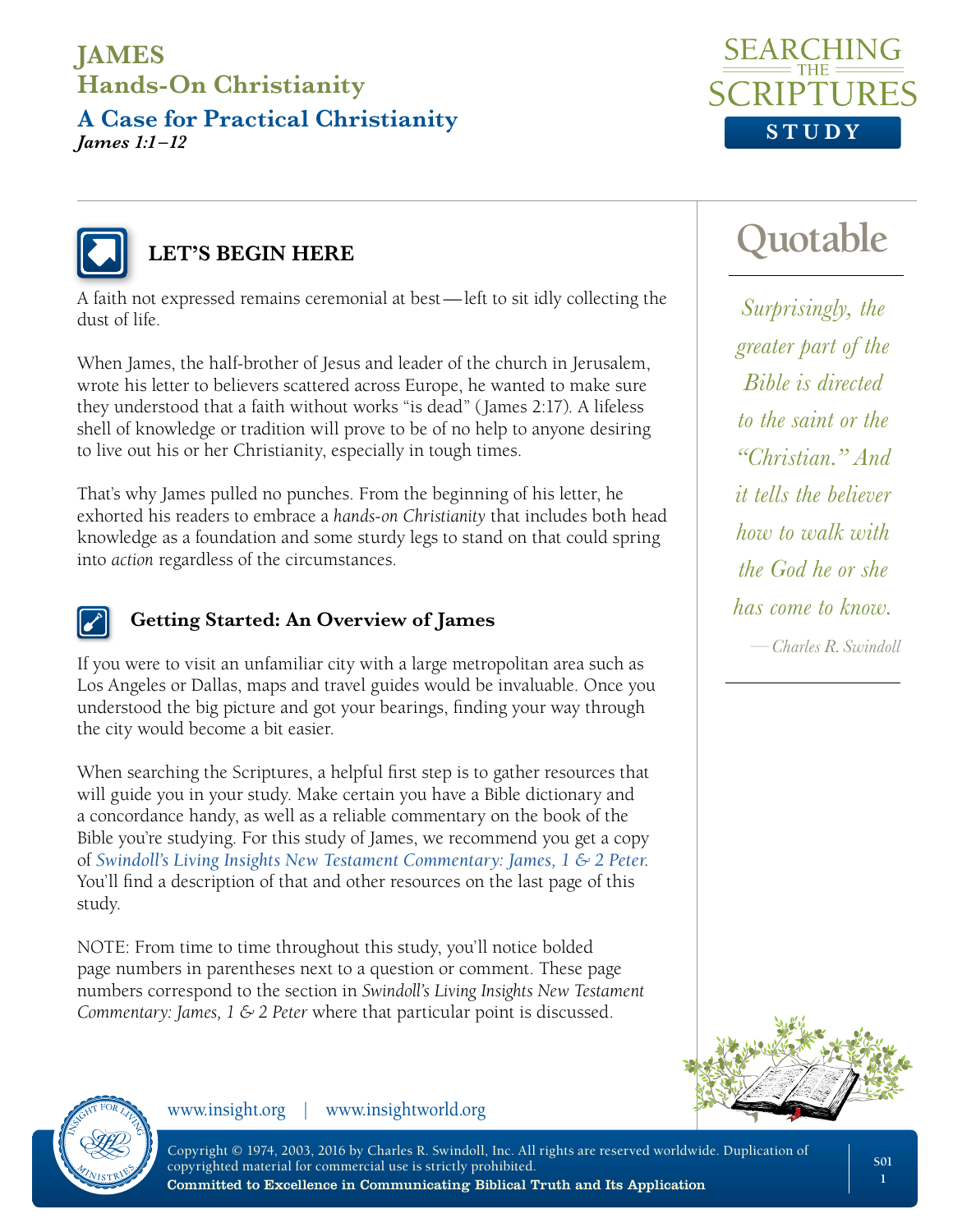# JAMES

## Hands-On Christianity

## A Case for Practical Christianity

*James 1:1–12*

### LET'S BEGIN HERE

A faith not expressed remains ceremonial at best—left to sit idly collecting the dust of life.

When James, the half-brother of Jesus and leader of the church in Jerusalem, wrote his letter to believers scattered across Europe, he wanted to make sure they understood that a faith without works "is dead" (James 2:17). A lifeless shell of knowledge or tradition will prove to be of no help to anyone desiring to live out his or her Christianity, especially in tough times.

That's why James pulled no punches. From the beginning of his letter, he exhorted his readers to embrace a *hands-on Christianity* that includes both head knowledge as a foundation and some sturdy legs to stand on that could spring into *action* regardless of the circumstances.

### Getting Started: An Overview of James

If you were to visit an unfamiliar city with a large metropolitan area such as Los Angeles or Dallas, maps and travel guides would be invaluable. Once you understood the big picture and got your bearings, finding your way through the city would become a bit easier.

When searching the Scriptures, a helpful first step is to gather resources that will guide you in your study. Make certain you have a Bible dictionary and a concordance handy, as well as a reliable commentary on the book of the Bible you're studying. For this study of James, we recommend you get a copy of *Swindoll's Living Insights New Testament Commentary: James, 1 & 2 Peter*. You'll find a description of that and other resources on the last page of this study.

NOTE: From time to time throughout this study, you'll notice bolded page numbers in parentheses next to a question or comment. These page numbers correspond to the section in *Swindoll's Living Insights New Testament Commentary: James, 1 & 2 Peter* where that particular point is discussed.

**Quotable**

*Surprisingly, the greater part of the Bible is directed to the saint or the "Christian." And it tells the believer how to walk with the God he or she has come to know.*

—Charles R. Swindoll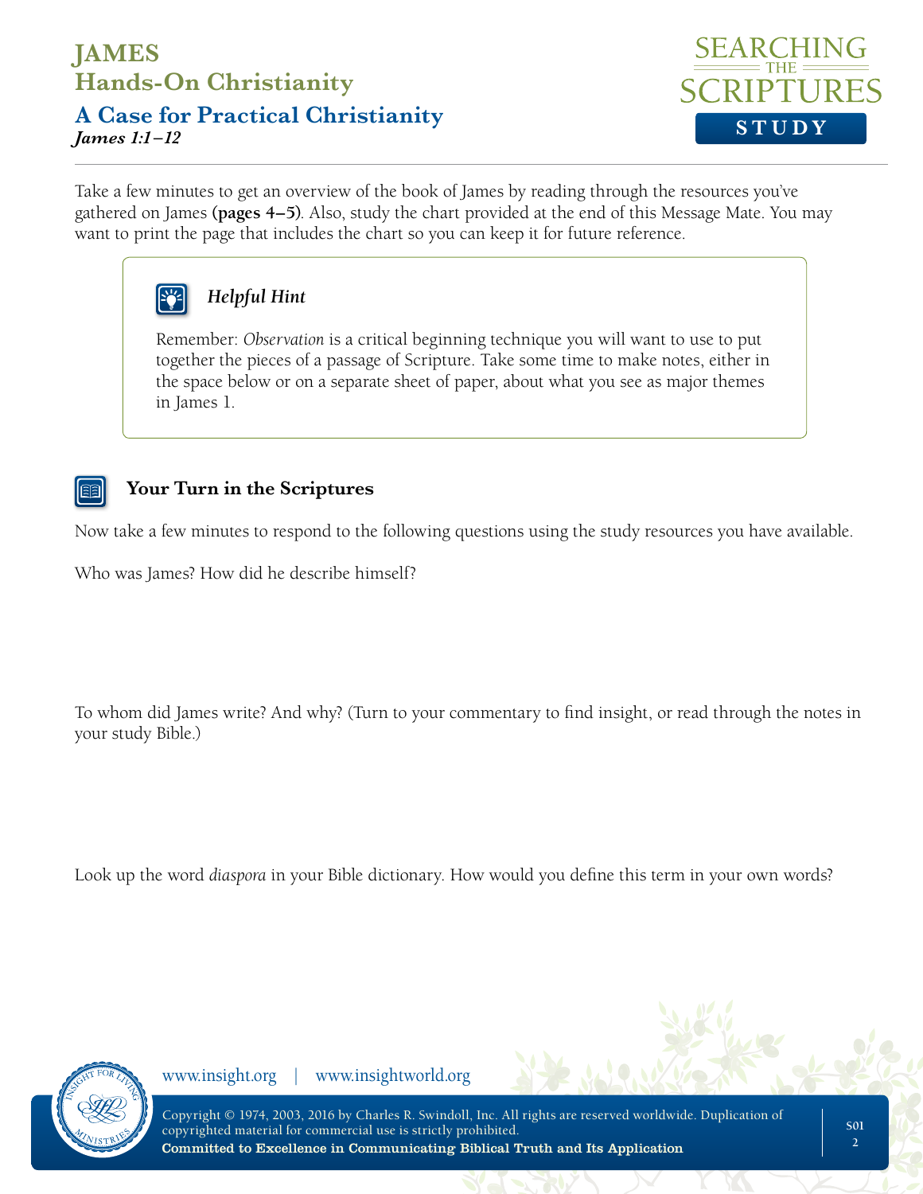# JAMES
## Hands-On Christianity
### A Case for Practical Christianity
*James 1:1–12*

Take a few minutes to get an overview of the book of James by reading through the resources you've gathered on James **(pages 4–5)**. Also, study the chart provided at the end of this Message Mate. You may want to print the page that includes the chart so you can keep it for future reference.

> ***Helpful Hint***
>
> Remember: *Observation* is a critical beginning technique you will want to use to put together the pieces of a passage of Scripture. Take some time to make notes, either in the space below or on a separate sheet of paper, about what you see as major themes in James 1.

### Your Turn in the Scriptures

Now take a few minutes to respond to the following questions using the study resources you have available.

Who was James? How did he describe himself?

To whom did James write? And why? (Turn to your commentary to find insight, or read through the notes in your study Bible.)

Look up the word *diaspora* in your Bible dictionary. How would you define this term in your own words?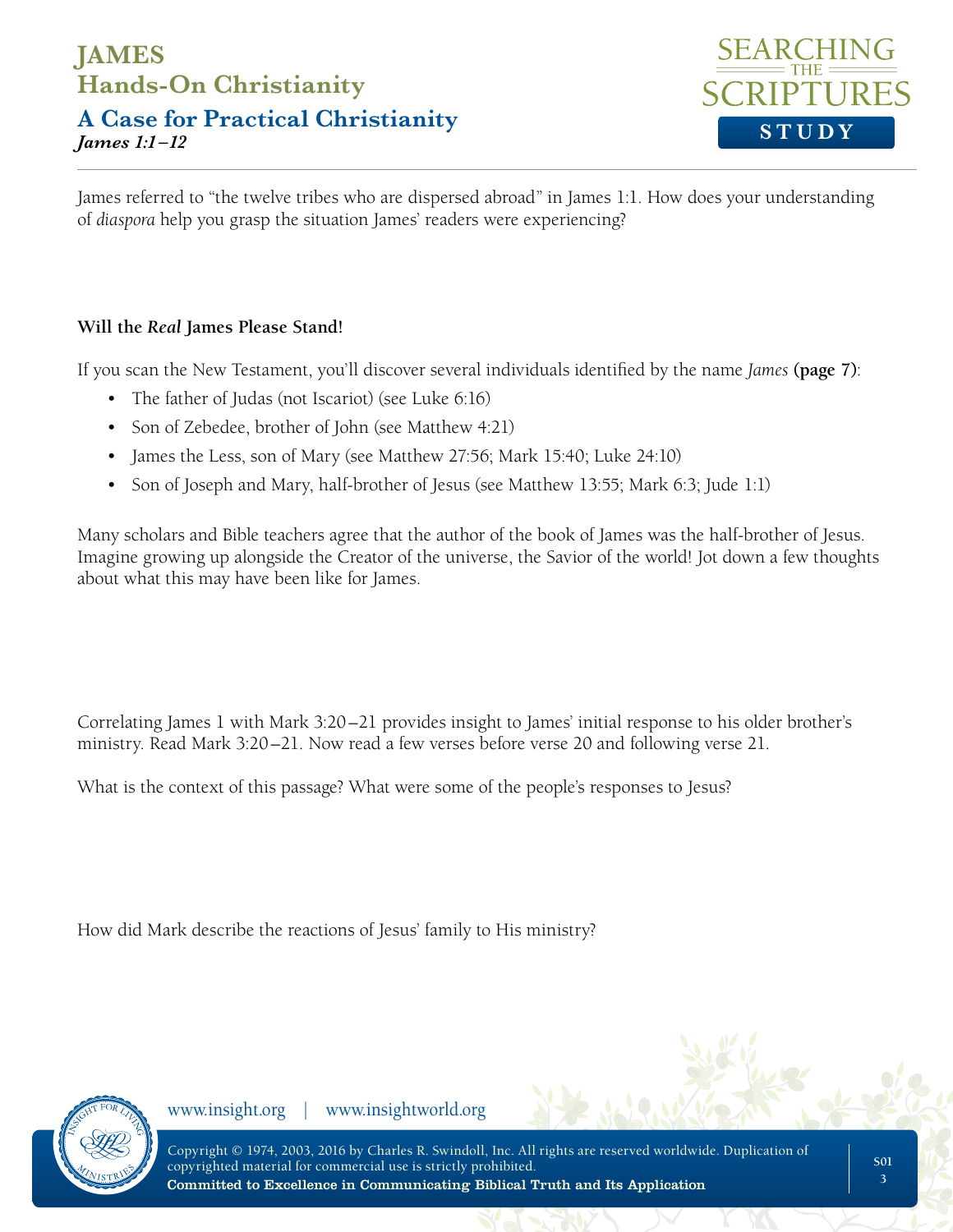James referred to "the twelve tribes who are dispersed abroad" in James 1:1. How does your understanding of *diaspora* help you grasp the situation James' readers were experiencing?

**Will the *Real* James Please Stand!**

If you scan the New Testament, you'll discover several individuals identified by the name *James* **(page 7)**:

- The father of Judas (not Iscariot) (see Luke 6:16)
- Son of Zebedee, brother of John (see Matthew 4:21)
- James the Less, son of Mary (see Matthew 27:56; Mark 15:40; Luke 24:10)
- Son of Joseph and Mary, half-brother of Jesus (see Matthew 13:55; Mark 6:3; Jude 1:1)

Many scholars and Bible teachers agree that the author of the book of James was the half-brother of Jesus. Imagine growing up alongside the Creator of the universe, the Savior of the world! Jot down a few thoughts about what this may have been like for James.

Correlating James 1 with Mark 3:20–21 provides insight to James' initial response to his older brother's ministry. Read Mark 3:20–21. Now read a few verses before verse 20 and following verse 21.

What is the context of this passage? What were some of the people's responses to Jesus?

How did Mark describe the reactions of Jesus' family to His ministry?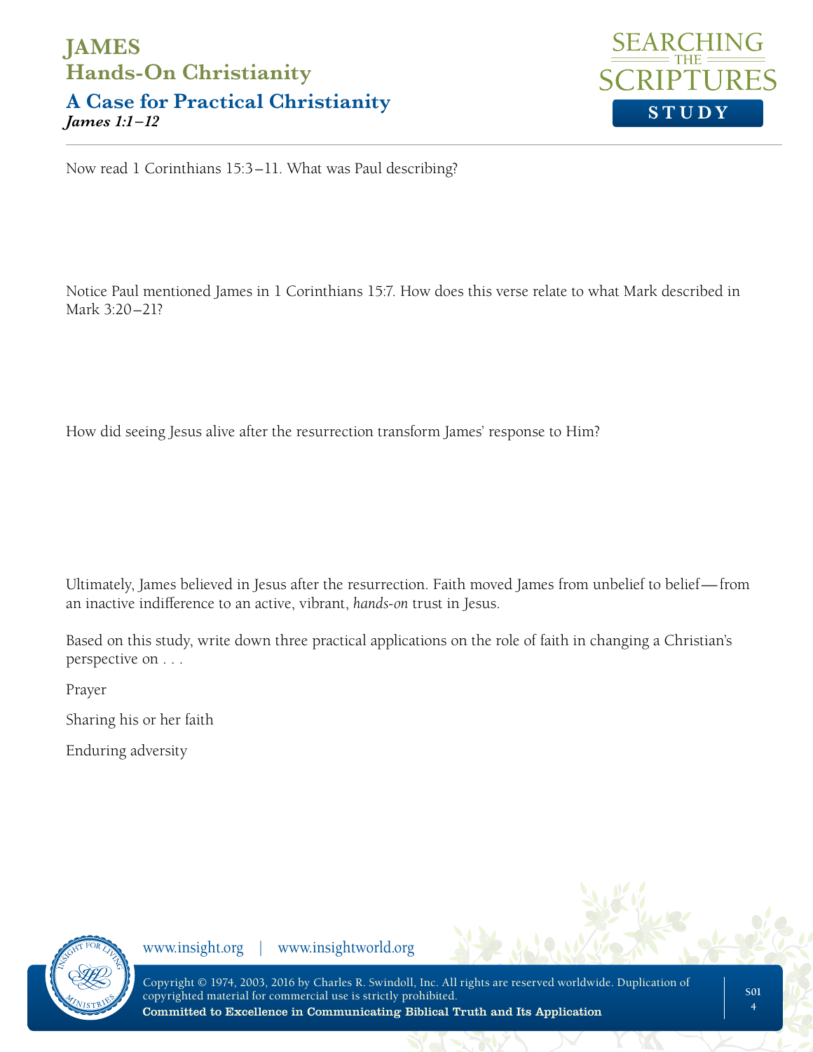Now read 1 Corinthians 15:3–11. What was Paul describing?

Notice Paul mentioned James in 1 Corinthians 15:7. How does this verse relate to what Mark described in Mark 3:20–21?

How did seeing Jesus alive after the resurrection transform James' response to Him?

Ultimately, James believed in Jesus after the resurrection. Faith moved James from unbelief to belief—from an inactive indifference to an active, vibrant, *hands-on* trust in Jesus.

Based on this study, write down three practical applications on the role of faith in changing a Christian's perspective on . . .

Prayer

Sharing his or her faith

Enduring adversity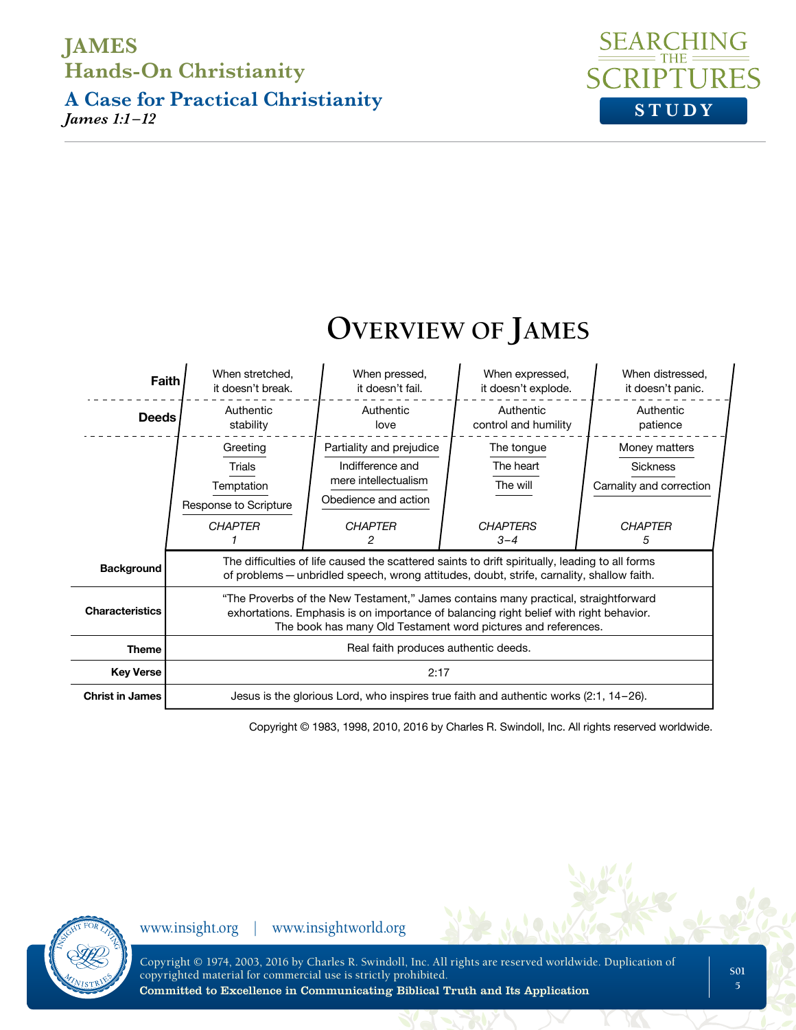# JAMES
## Hands-On Christianity
### A Case for Practical Christianity
*James 1:1–12*

## Overview of James

| | Chapter 1 | Chapter 2 | Chapters 3–4 | Chapter 5 |
|---|---|---|---|---|
| **Faith** | When stretched, it doesn't break. | When pressed, it doesn't fail. | When expressed, it doesn't explode. | When distressed, it doesn't panic. |
| **Deeds** | Authentic stability | Authentic love | Authentic control and humility | Authentic patience |
| | Greeting; Trials; Temptation; Response to Scripture | Partiality and prejudice; Indifference and mere intellectualism; Obedience and action | The tongue; The heart; The will | Money matters; Sickness; Carnality and correction |

| | |
|---|---|
| **Background** | The difficulties of life caused the scattered saints to drift spiritually, leading to all forms of problems—unbridled speech, wrong attitudes, doubt, strife, carnality, shallow faith. |
| **Characteristics** | "The Proverbs of the New Testament," James contains many practical, straightforward exhortations. Emphasis is on importance of balancing right belief with right behavior. The book has many Old Testament word pictures and references. |
| **Theme** | Real faith produces authentic deeds. |
| **Key Verse** | 2:17 |
| **Christ in James** | Jesus is the glorious Lord, who inspires true faith and authentic works (2:1, 14–26). |

Copyright © 1983, 1998, 2010, 2016 by Charles R. Swindoll, Inc. All rights reserved worldwide.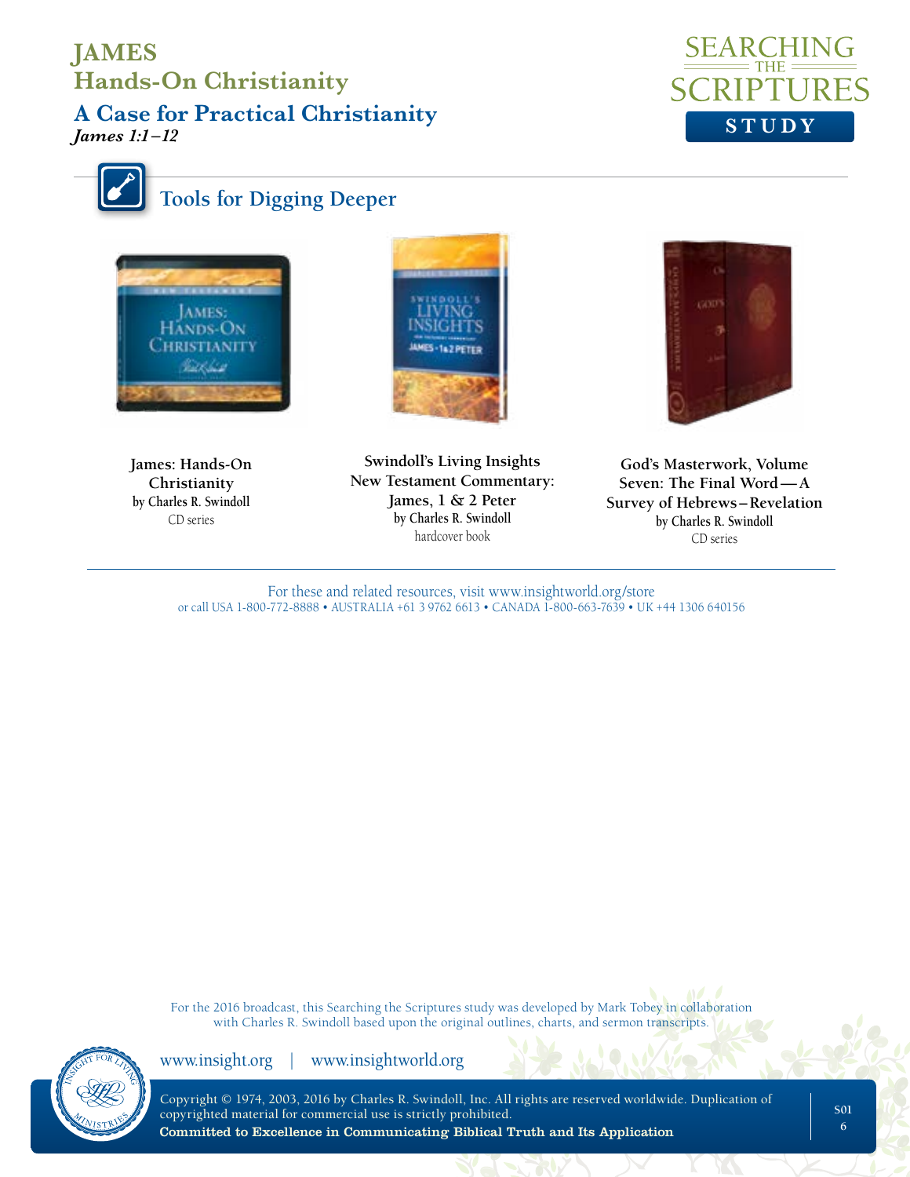# JAMES
## Hands-On Christianity
### A Case for Practical Christianity
*James 1:1–12*

SEARCHING THE SCRIPTURES STUDY

## Tools for Digging Deeper

**James: Hands-On Christianity**
by Charles R. Swindoll
CD series

**Swindoll's Living Insights New Testament Commentary: James, 1 & 2 Peter**
by Charles R. Swindoll
hardcover book

**God's Masterwork, Volume Seven: The Final Word—A Survey of Hebrews–Revelation**
by Charles R. Swindoll
CD series

For these and related resources, visit www.insightworld.org/store
or call USA 1-800-772-8888 • AUSTRALIA +61 3 9762 6613 • CANADA 1-800-663-7639 • UK +44 1306 640156

For the 2016 broadcast, this Searching the Scriptures study was developed by Mark Tobey in collaboration with Charles R. Swindoll based upon the original outlines, charts, and sermon transcripts.

www.insight.org | www.insightworld.org

Copyright © 1974, 2003, 2016 by Charles R. Swindoll, Inc. All rights are reserved worldwide. Duplication of copyrighted material for commercial use is strictly prohibited.
**Committed to Excellence in Communicating Biblical Truth and Its Application**